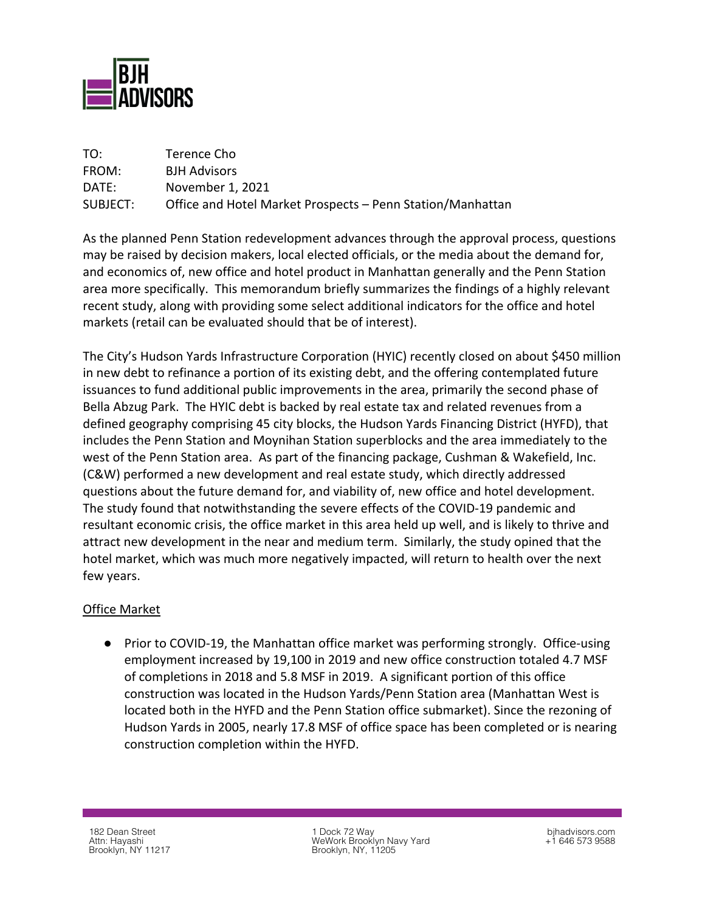BJH ADVISORS

TO: Terence Cho
FROM: BJH Advisors
DATE: November 1, 2021
SUBJECT: Office and Hotel Market Prospects – Penn Station/Manhattan

As the planned Penn Station redevelopment advances through the approval process, questions may be raised by decision makers, local elected officials, or the media about the demand for, and economics of, new office and hotel product in Manhattan generally and the Penn Station area more specifically. This memorandum briefly summarizes the findings of a highly relevant recent study, along with providing some select additional indicators for the office and hotel markets (retail can be evaluated should that be of interest).

The City's Hudson Yards Infrastructure Corporation (HYIC) recently closed on about $450 million in new debt to refinance a portion of its existing debt, and the offering contemplated future issuances to fund additional public improvements in the area, primarily the second phase of Bella Abzug Park. The HYIC debt is backed by real estate tax and related revenues from a defined geography comprising 45 city blocks, the Hudson Yards Financing District (HYFD), that includes the Penn Station and Moynihan Station superblocks and the area immediately to the west of the Penn Station area. As part of the financing package, Cushman & Wakefield, Inc. (C&W) performed a new development and real estate study, which directly addressed questions about the future demand for, and viability of, new office and hotel development. The study found that notwithstanding the severe effects of the COVID-19 pandemic and resultant economic crisis, the office market in this area held up well, and is likely to thrive and attract new development in the near and medium term. Similarly, the study opined that the hotel market, which was much more negatively impacted, will return to health over the next few years.

<u>Office Market</u>

- Prior to COVID-19, the Manhattan office market was performing strongly. Office-using employment increased by 19,100 in 2019 and new office construction totaled 4.7 MSF of completions in 2018 and 5.8 MSF in 2019. A significant portion of this office construction was located in the Hudson Yards/Penn Station area (Manhattan West is located both in the HYFD and the Penn Station office submarket). Since the rezoning of Hudson Yards in 2005, nearly 17.8 MSF of office space has been completed or is nearing construction completion within the HYFD.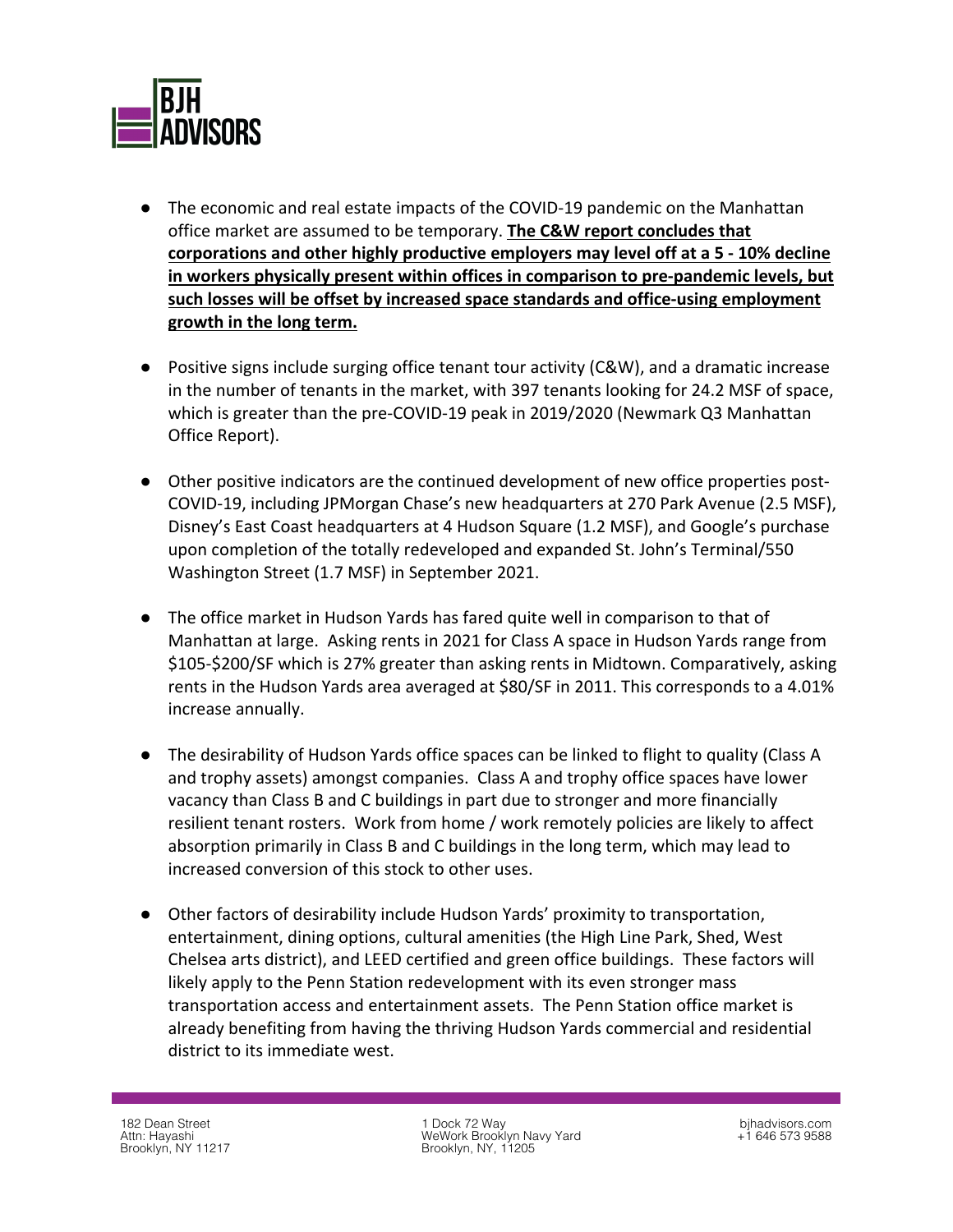- The economic and real estate impacts of the COVID-19 pandemic on the Manhattan office market are assumed to be temporary. **The C&W report concludes that corporations and other highly productive employers may level off at a 5 - 10% decline in workers physically present within offices in comparison to pre-pandemic levels, but such losses will be offset by increased space standards and office-using employment growth in the long term.**

- Positive signs include surging office tenant tour activity (C&W), and a dramatic increase in the number of tenants in the market, with 397 tenants looking for 24.2 MSF of space, which is greater than the pre-COVID-19 peak in 2019/2020 (Newmark Q3 Manhattan Office Report).

- Other positive indicators are the continued development of new office properties post-COVID-19, including JPMorgan Chase's new headquarters at 270 Park Avenue (2.5 MSF), Disney's East Coast headquarters at 4 Hudson Square (1.2 MSF), and Google's purchase upon completion of the totally redeveloped and expanded St. John's Terminal/550 Washington Street (1.7 MSF) in September 2021.

- The office market in Hudson Yards has fared quite well in comparison to that of Manhattan at large. Asking rents in 2021 for Class A space in Hudson Yards range from $105-$200/SF which is 27% greater than asking rents in Midtown. Comparatively, asking rents in the Hudson Yards area averaged at $80/SF in 2011. This corresponds to a 4.01% increase annually.

- The desirability of Hudson Yards office spaces can be linked to flight to quality (Class A and trophy assets) amongst companies. Class A and trophy office spaces have lower vacancy than Class B and C buildings in part due to stronger and more financially resilient tenant rosters. Work from home / work remotely policies are likely to affect absorption primarily in Class B and C buildings in the long term, which may lead to increased conversion of this stock to other uses.

- Other factors of desirability include Hudson Yards' proximity to transportation, entertainment, dining options, cultural amenities (the High Line Park, Shed, West Chelsea arts district), and LEED certified and green office buildings. These factors will likely apply to the Penn Station redevelopment with its even stronger mass transportation access and entertainment assets. The Penn Station office market is already benefiting from having the thriving Hudson Yards commercial and residential district to its immediate west.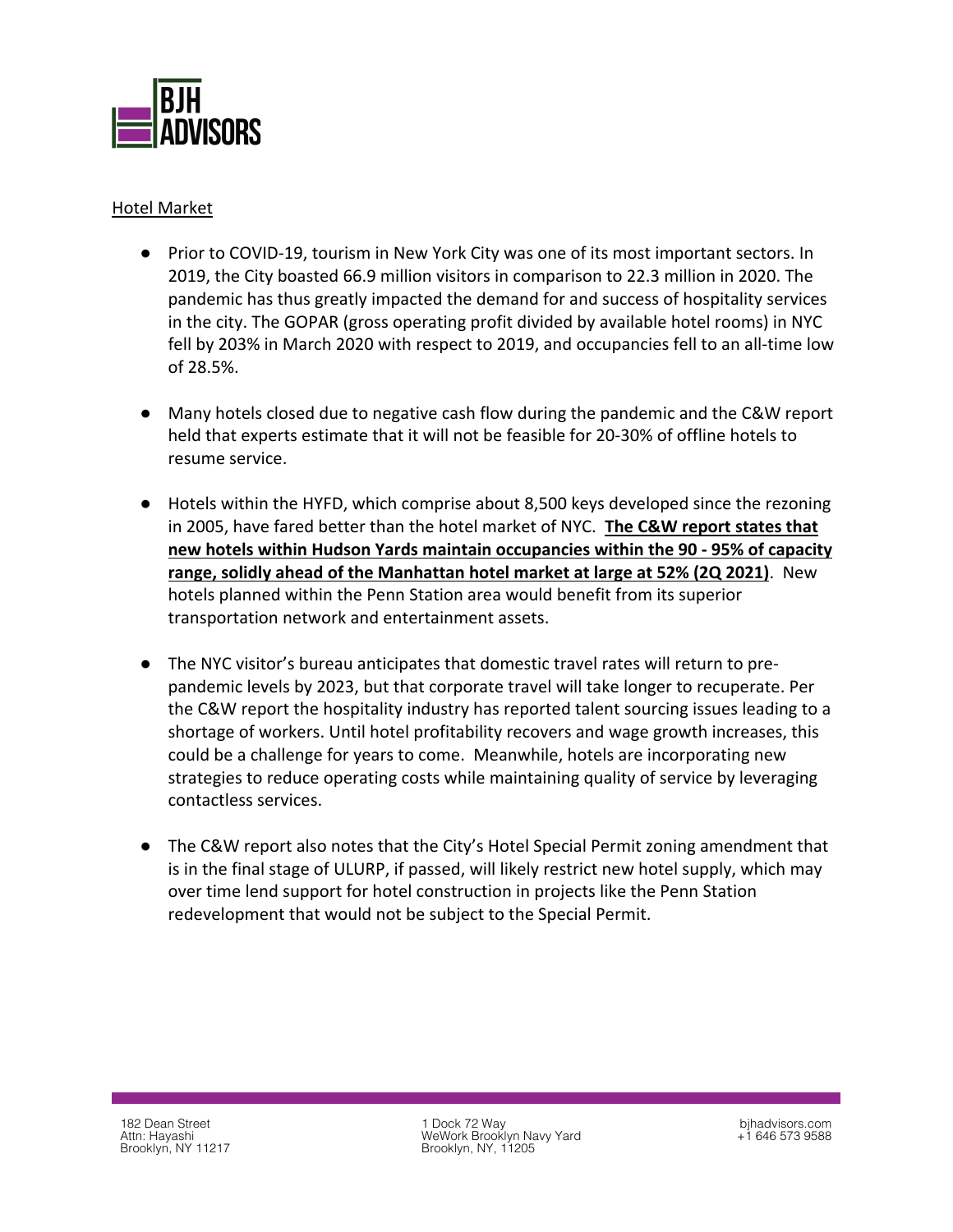Hotel Market

- Prior to COVID-19, tourism in New York City was one of its most important sectors. In 2019, the City boasted 66.9 million visitors in comparison to 22.3 million in 2020. The pandemic has thus greatly impacted the demand for and success of hospitality services in the city. The GOPAR (gross operating profit divided by available hotel rooms) in NYC fell by 203% in March 2020 with respect to 2019, and occupancies fell to an all-time low of 28.5%.

- Many hotels closed due to negative cash flow during the pandemic and the C&W report held that experts estimate that it will not be feasible for 20-30% of offline hotels to resume service.

- Hotels within the HYFD, which comprise about 8,500 keys developed since the rezoning in 2005, have fared better than the hotel market of NYC. **The C&W report states that new hotels within Hudson Yards maintain occupancies within the 90 - 95% of capacity range, solidly ahead of the Manhattan hotel market at large at 52% (2Q 2021)**. New hotels planned within the Penn Station area would benefit from its superior transportation network and entertainment assets.

- The NYC visitor's bureau anticipates that domestic travel rates will return to pre-pandemic levels by 2023, but that corporate travel will take longer to recuperate. Per the C&W report the hospitality industry has reported talent sourcing issues leading to a shortage of workers. Until hotel profitability recovers and wage growth increases, this could be a challenge for years to come. Meanwhile, hotels are incorporating new strategies to reduce operating costs while maintaining quality of service by leveraging contactless services.

- The C&W report also notes that the City's Hotel Special Permit zoning amendment that is in the final stage of ULURP, if passed, will likely restrict new hotel supply, which may over time lend support for hotel construction in projects like the Penn Station redevelopment that would not be subject to the Special Permit.